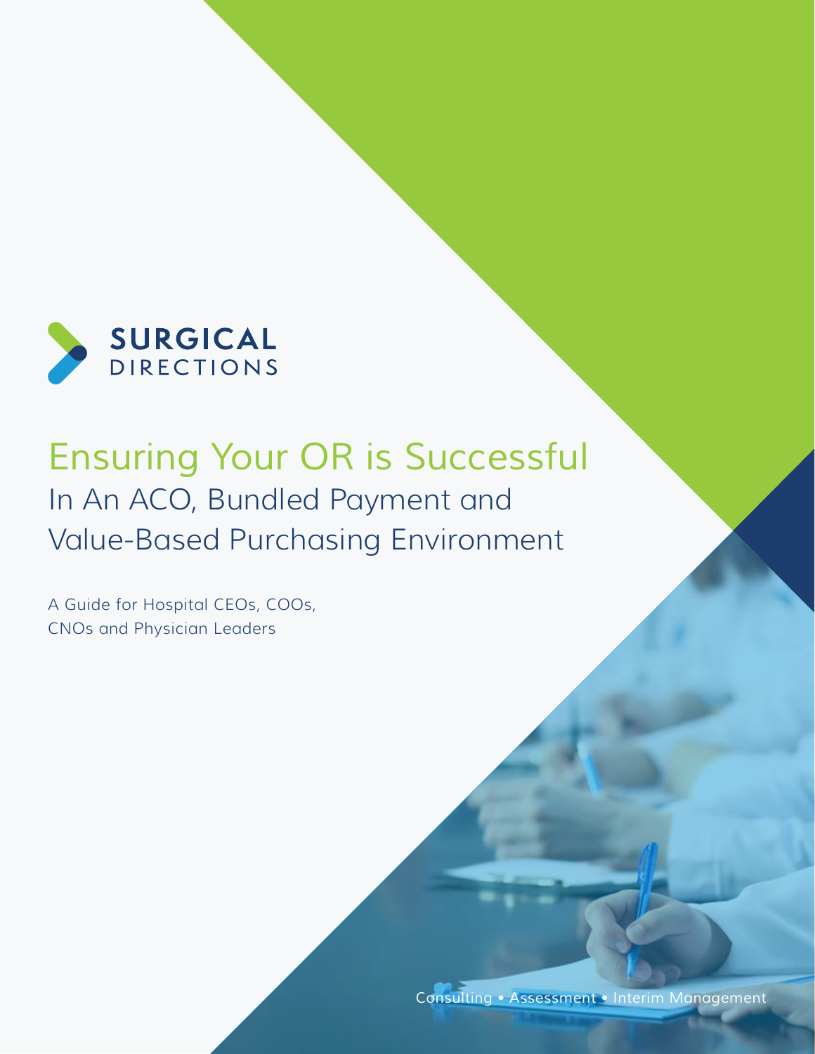SURGICAL
DIRECTIONS

# Ensuring Your OR is Successful

## In An ACO, Bundled Payment and Value-Based Purchasing Environment

A Guide for Hospital CEOs, COOs, CNOs and Physician Leaders

Consulting • Assessment • Interim Management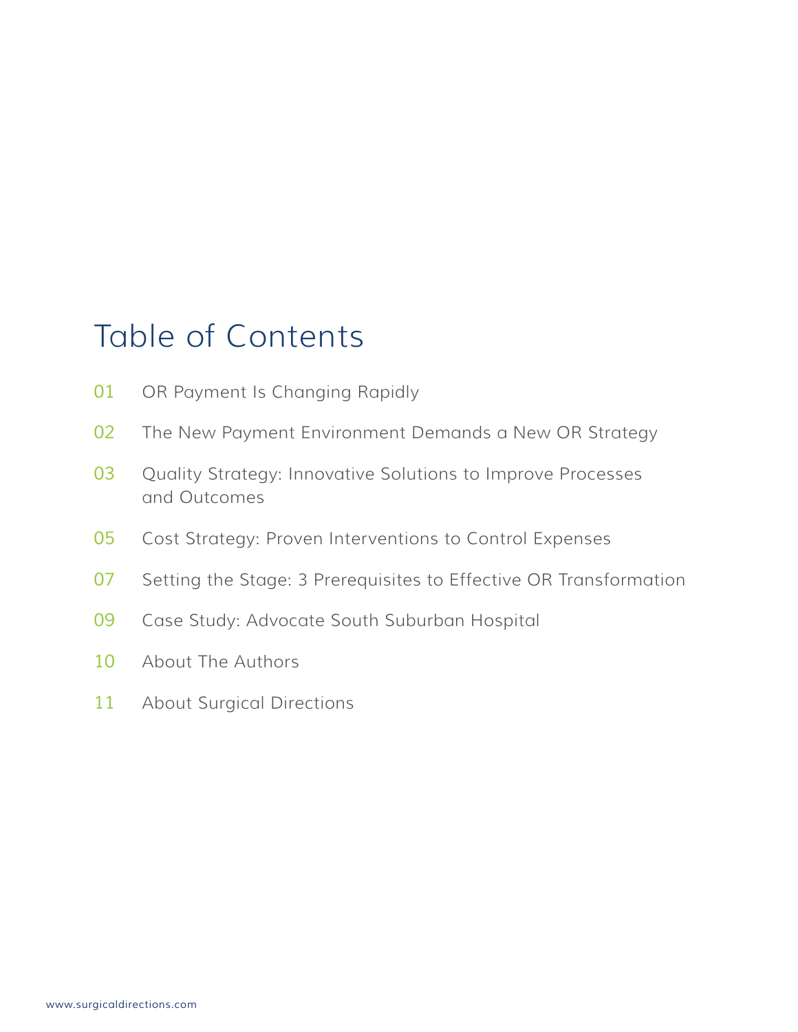# Table of Contents

01 OR Payment Is Changing Rapidly

02 The New Payment Environment Demands a New OR Strategy

03 Quality Strategy: Innovative Solutions to Improve Processes and Outcomes

05 Cost Strategy: Proven Interventions to Control Expenses

07 Setting the Stage: 3 Prerequisites to Effective OR Transformation

09 Case Study: Advocate South Suburban Hospital

10 About The Authors

11 About Surgical Directions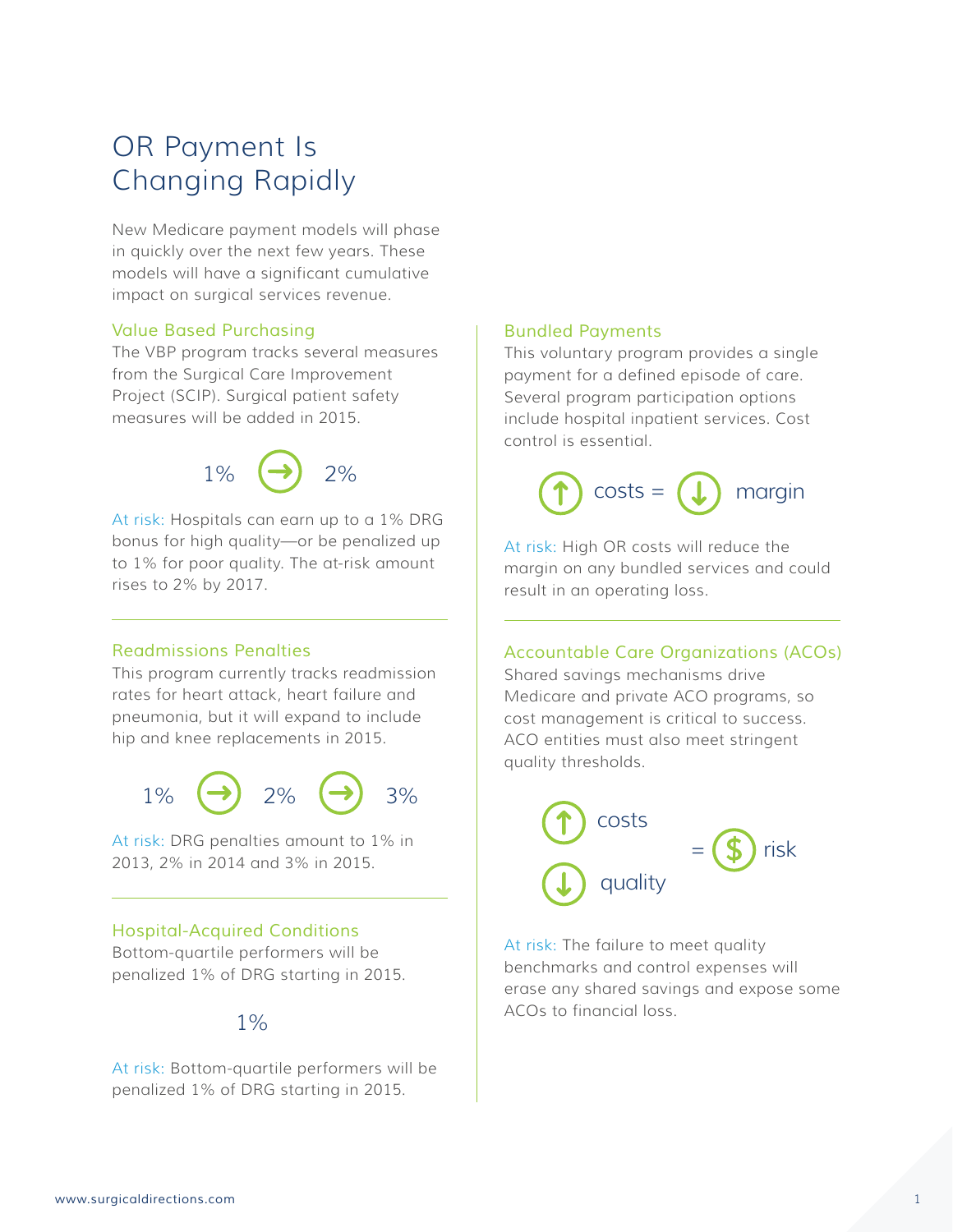# OR Payment Is Changing Rapidly

New Medicare payment models will phase in quickly over the next few years. These models will have a significant cumulative impact on surgical services revenue.

### Value Based Purchasing

The VBP program tracks several measures from the Surgical Care Improvement Project (SCIP). Surgical patient safety measures will be added in 2015.

1% → 2%

At risk: Hospitals can earn up to a 1% DRG bonus for high quality—or be penalized up to 1% for poor quality. The at-risk amount rises to 2% by 2017.

### Readmissions Penalties

This program currently tracks readmission rates for heart attack, heart failure and pneumonia, but it will expand to include hip and knee replacements in 2015.

1% → 2% → 3%

At risk: DRG penalties amount to 1% in 2013, 2% in 2014 and 3% in 2015.

### Hospital-Acquired Conditions

Bottom-quartile performers will be penalized 1% of DRG starting in 2015.

1%

At risk: Bottom-quartile performers will be penalized 1% of DRG starting in 2015.

### Bundled Payments

This voluntary program provides a single payment for a defined episode of care. Several program participation options include hospital inpatient services. Cost control is essential.

↑ costs = ↓ margin

At risk: High OR costs will reduce the margin on any bundled services and could result in an operating loss.

### Accountable Care Organizations (ACOs)

Shared savings mechanisms drive Medicare and private ACO programs, so cost management is critical to success. ACO entities must also meet stringent quality thresholds.

↑ costs
↓ quality = $ risk

At risk: The failure to meet quality benchmarks and control expenses will erase any shared savings and expose some ACOs to financial loss.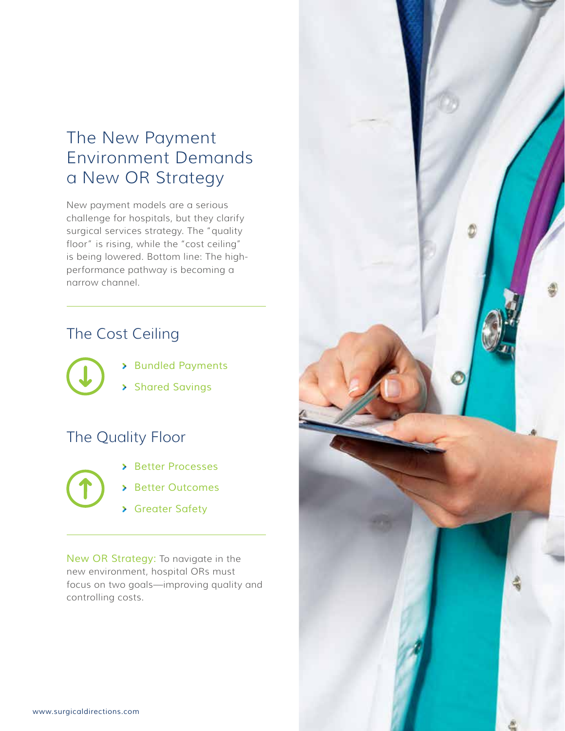## The New Payment Environment Demands a New OR Strategy

New payment models are a serious challenge for hospitals, but they clarify surgical services strategy. The "quality floor" is rising, while the "cost ceiling" is being lowered. Bottom line: The high-performance pathway is becoming a narrow channel.

### The Cost Ceiling

- Bundled Payments
- Shared Savings

### The Quality Floor

- Better Processes
- Better Outcomes
- Greater Safety

New OR Strategy: To navigate in the new environment, hospital ORs must focus on two goals—improving quality and controlling costs.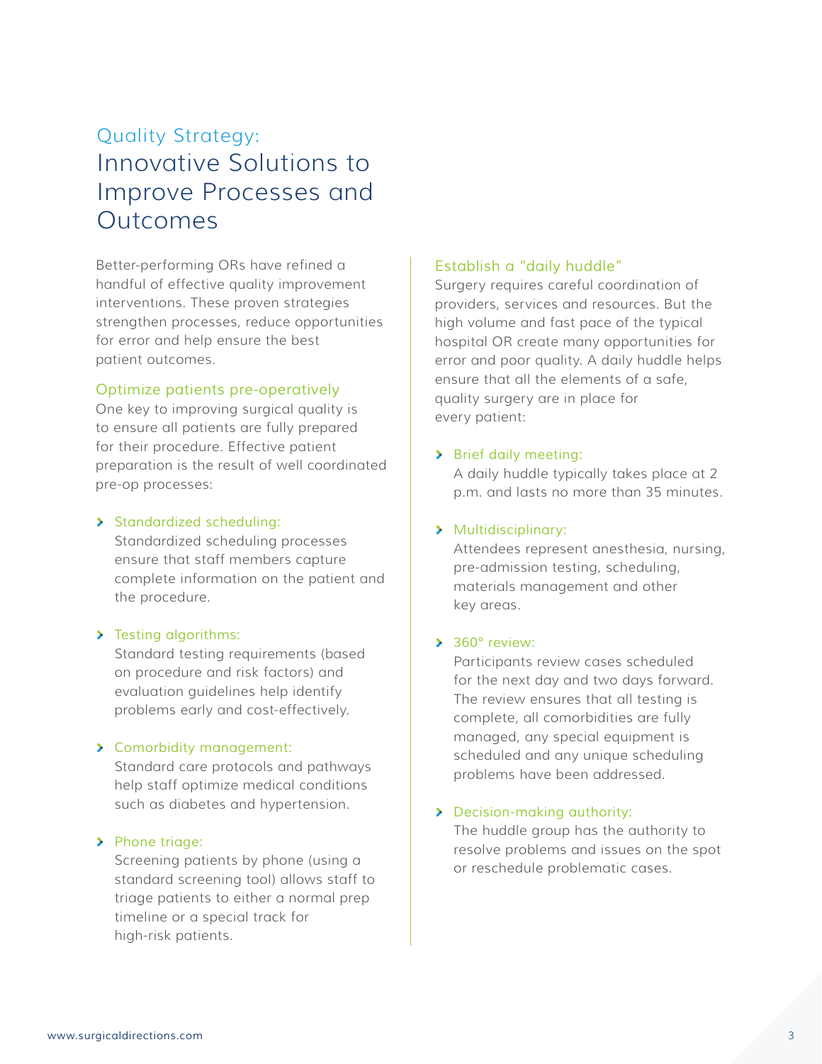## Quality Strategy:

# Innovative Solutions to Improve Processes and Outcomes

Better-performing ORs have refined a handful of effective quality improvement interventions. These proven strategies strengthen processes, reduce opportunities for error and help ensure the best patient outcomes.

### Optimize patients pre-operatively

One key to improving surgical quality is to ensure all patients are fully prepared for their procedure. Effective patient preparation is the result of well coordinated pre-op processes:

- **Standardized scheduling:** Standardized scheduling processes ensure that staff members capture complete information on the patient and the procedure.
- **Testing algorithms:** Standard testing requirements (based on procedure and risk factors) and evaluation guidelines help identify problems early and cost-effectively.
- **Comorbidity management:** Standard care protocols and pathways help staff optimize medical conditions such as diabetes and hypertension.
- **Phone triage:** Screening patients by phone (using a standard screening tool) allows staff to triage patients to either a normal prep timeline or a special track for high-risk patients.

### Establish a "daily huddle"

Surgery requires careful coordination of providers, services and resources. But the high volume and fast pace of the typical hospital OR create many opportunities for error and poor quality. A daily huddle helps ensure that all the elements of a safe, quality surgery are in place for every patient:

- **Brief daily meeting:** A daily huddle typically takes place at 2 p.m. and lasts no more than 35 minutes.
- **Multidisciplinary:** Attendees represent anesthesia, nursing, pre-admission testing, scheduling, materials management and other key areas.
- **360° review:** Participants review cases scheduled for the next day and two days forward. The review ensures that all testing is complete, all comorbidities are fully managed, any special equipment is scheduled and any unique scheduling problems have been addressed.
- **Decision-making authority:** The huddle group has the authority to resolve problems and issues on the spot or reschedule problematic cases.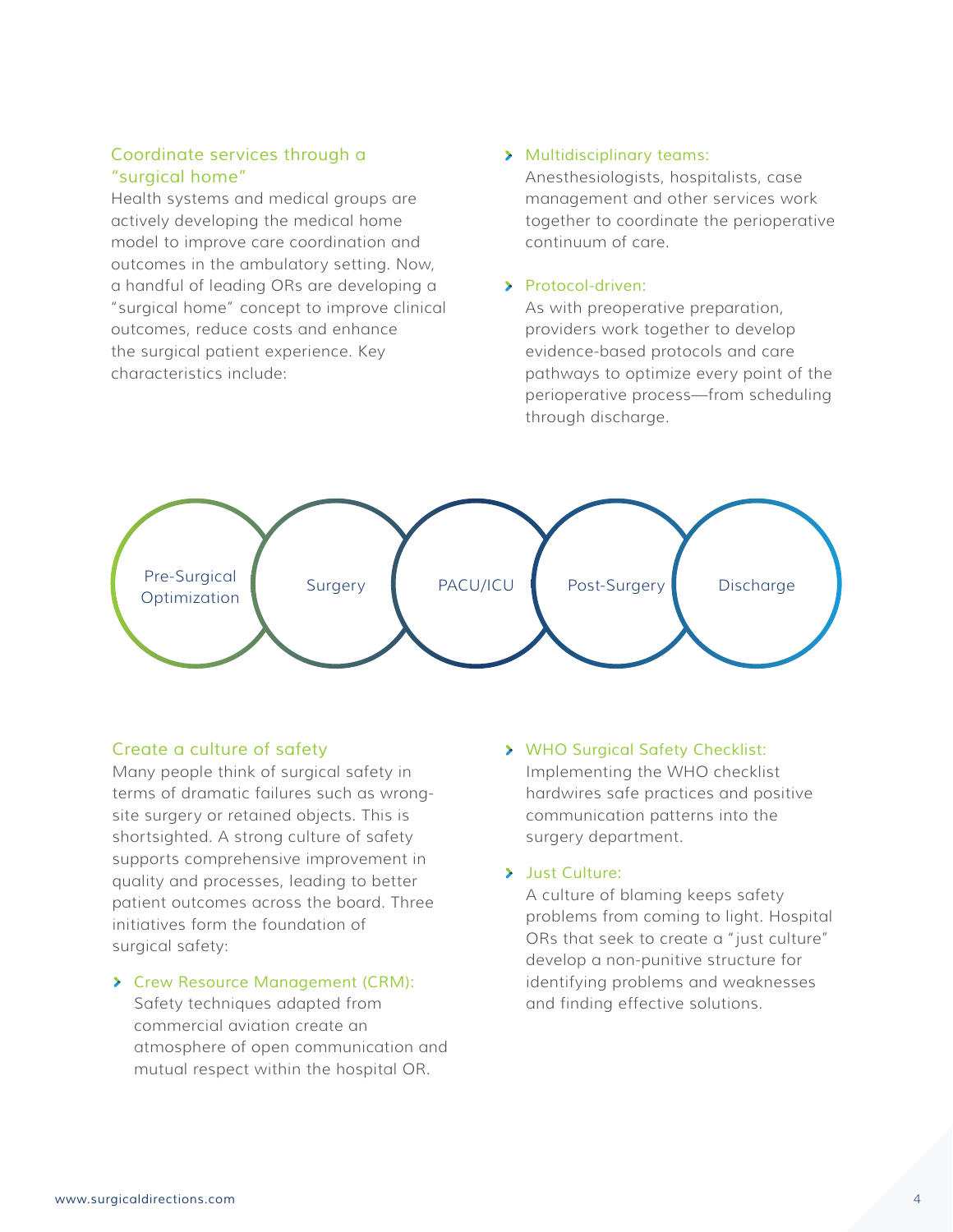## Coordinate services through a "surgical home"

Health systems and medical groups are actively developing the medical home model to improve care coordination and outcomes in the ambulatory setting. Now, a handful of leading ORs are developing a "surgical home" concept to improve clinical outcomes, reduce costs and enhance the surgical patient experience. Key characteristics include:

- **Multidisciplinary teams:** Anesthesiologists, hospitalists, case management and other services work together to coordinate the perioperative continuum of care.
- **Protocol-driven:** As with preoperative preparation, providers work together to develop evidence-based protocols and care pathways to optimize every point of the perioperative process—from scheduling through discharge.

Pre-Surgical Optimization → Surgery → PACU/ICU → Post-Surgery → Discharge

## Create a culture of safety

Many people think of surgical safety in terms of dramatic failures such as wrong-site surgery or retained objects. This is shortsighted. A strong culture of safety supports comprehensive improvement in quality and processes, leading to better patient outcomes across the board. Three initiatives form the foundation of surgical safety:

- **Crew Resource Management (CRM):** Safety techniques adapted from commercial aviation create an atmosphere of open communication and mutual respect within the hospital OR.
- **WHO Surgical Safety Checklist:** Implementing the WHO checklist hardwires safe practices and positive communication patterns into the surgery department.
- **Just Culture:** A culture of blaming keeps safety problems from coming to light. Hospital ORs that seek to create a "just culture" develop a non-punitive structure for identifying problems and weaknesses and finding effective solutions.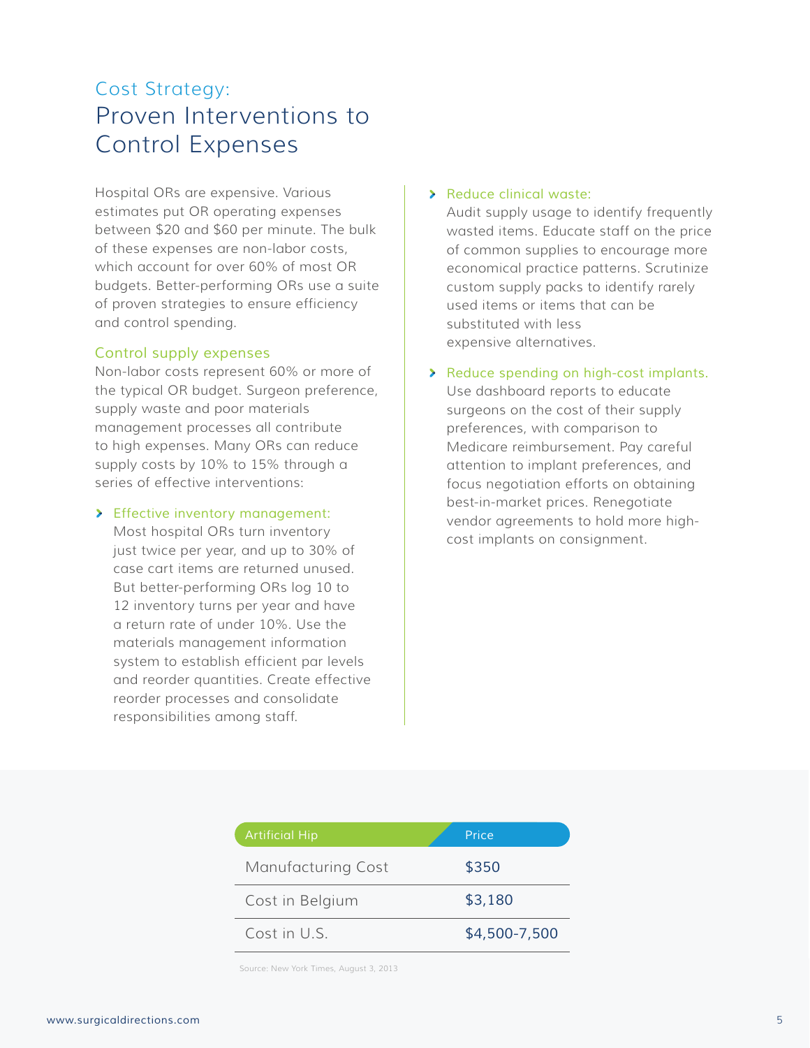## Cost Strategy:

# Proven Interventions to Control Expenses

Hospital ORs are expensive. Various estimates put OR operating expenses between $20 and $60 per minute. The bulk of these expenses are non-labor costs, which account for over 60% of most OR budgets. Better-performing ORs use a suite of proven strategies to ensure efficiency and control spending.

### Control supply expenses

Non-labor costs represent 60% or more of the typical OR budget. Surgeon preference, supply waste and poor materials management processes all contribute to high expenses. Many ORs can reduce supply costs by 10% to 15% through a series of effective interventions:

- **Effective inventory management:** Most hospital ORs turn inventory just twice per year, and up to 30% of case cart items are returned unused. But better-performing ORs log 10 to 12 inventory turns per year and have a return rate of under 10%. Use the materials management information system to establish efficient par levels and reorder quantities. Create effective reorder processes and consolidate responsibilities among staff.
- **Reduce clinical waste:** Audit supply usage to identify frequently wasted items. Educate staff on the price of common supplies to encourage more economical practice patterns. Scrutinize custom supply packs to identify rarely used items or items that can be substituted with less expensive alternatives.
- **Reduce spending on high-cost implants.** Use dashboard reports to educate surgeons on the cost of their supply preferences, with comparison to Medicare reimbursement. Pay careful attention to implant preferences, and focus negotiation efforts on obtaining best-in-market prices. Renegotiate vendor agreements to hold more high-cost implants on consignment.

| Artificial Hip | Price |
| --- | --- |
| Manufacturing Cost | $350 |
| Cost in Belgium | $3,180 |
| Cost in U.S. | $4,500-7,500 |

Source: New York Times, August 3, 2013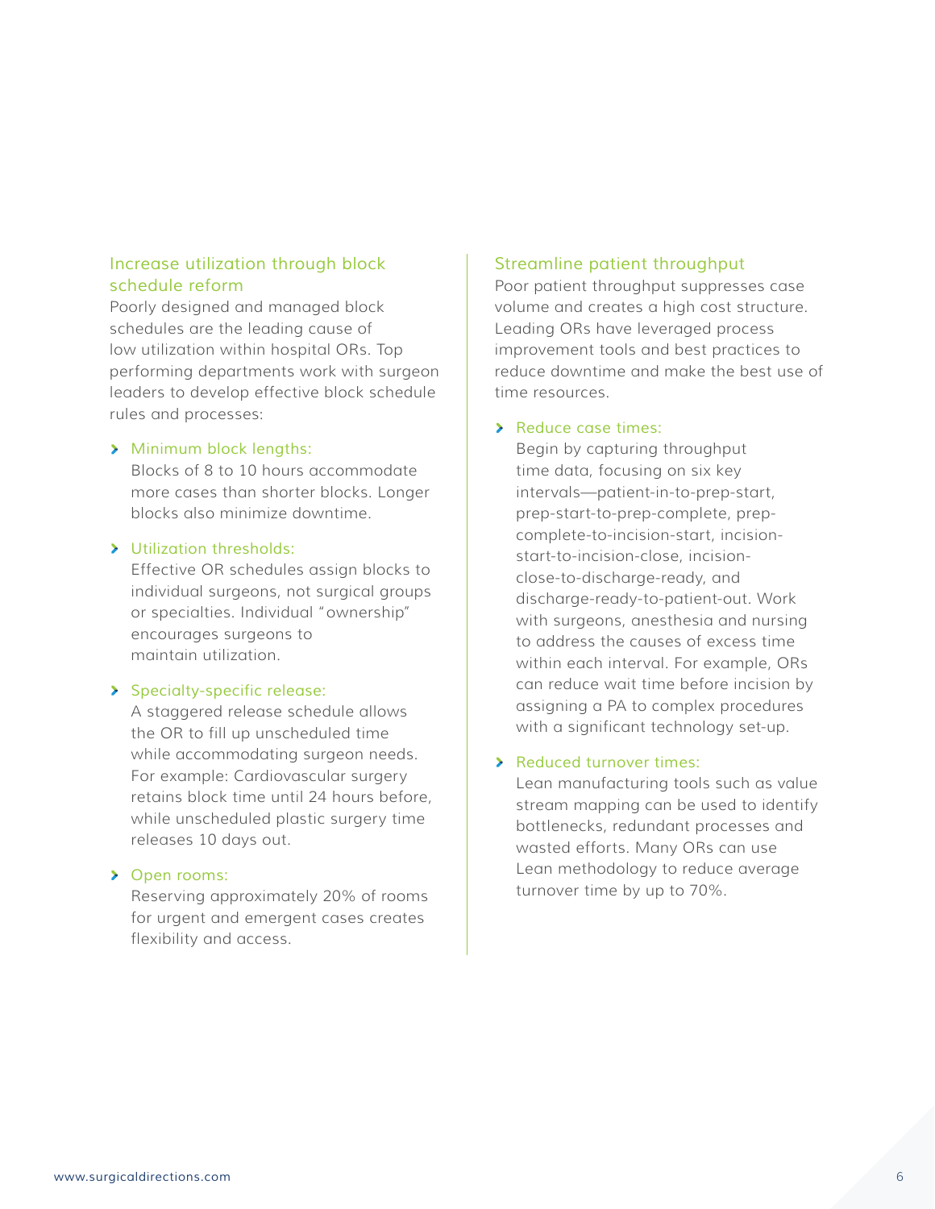### Increase utilization through block schedule reform

Poorly designed and managed block schedules are the leading cause of low utilization within hospital ORs. Top performing departments work with surgeon leaders to develop effective block schedule rules and processes:

- **Minimum block lengths:** Blocks of 8 to 10 hours accommodate more cases than shorter blocks. Longer blocks also minimize downtime.
- **Utilization thresholds:** Effective OR schedules assign blocks to individual surgeons, not surgical groups or specialties. Individual "ownership" encourages surgeons to maintain utilization.
- **Specialty-specific release:** A staggered release schedule allows the OR to fill up unscheduled time while accommodating surgeon needs. For example: Cardiovascular surgery retains block time until 24 hours before, while unscheduled plastic surgery time releases 10 days out.
- **Open rooms:** Reserving approximately 20% of rooms for urgent and emergent cases creates flexibility and access.

### Streamline patient throughput

Poor patient throughput suppresses case volume and creates a high cost structure. Leading ORs have leveraged process improvement tools and best practices to reduce downtime and make the best use of time resources.

- **Reduce case times:** Begin by capturing throughput time data, focusing on six key intervals—patient-in-to-prep-start, prep-start-to-prep-complete, prep-complete-to-incision-start, incision-start-to-incision-close, incision-close-to-discharge-ready, and discharge-ready-to-patient-out. Work with surgeons, anesthesia and nursing to address the causes of excess time within each interval. For example, ORs can reduce wait time before incision by assigning a PA to complex procedures with a significant technology set-up.
- **Reduced turnover times:** Lean manufacturing tools such as value stream mapping can be used to identify bottlenecks, redundant processes and wasted efforts. Many ORs can use Lean methodology to reduce average turnover time by up to 70%.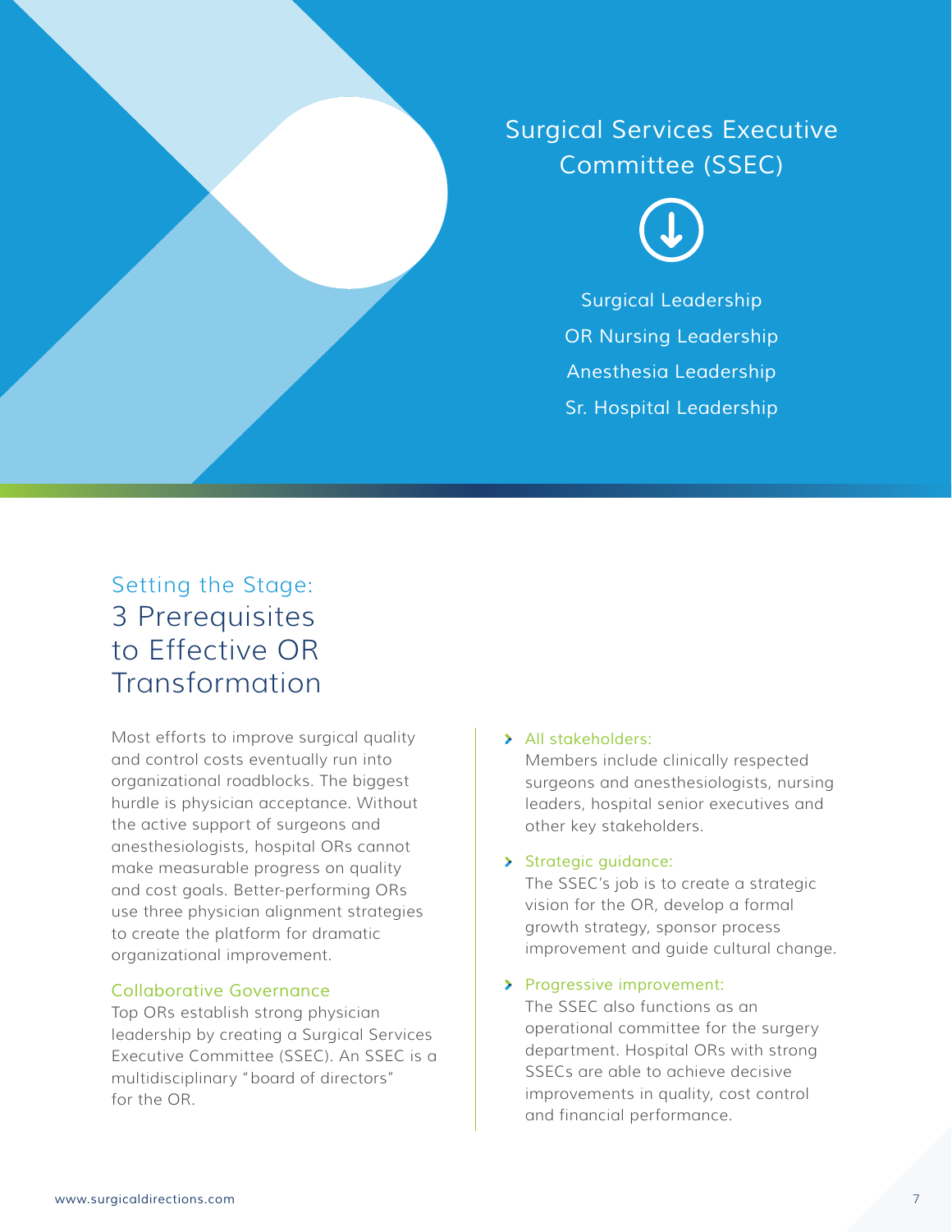## Surgical Services Executive Committee (SSEC)

Surgical Leadership

OR Nursing Leadership

Anesthesia Leadership

Sr. Hospital Leadership

## Setting the Stage: 3 Prerequisites to Effective OR Transformation

Most efforts to improve surgical quality and control costs eventually run into organizational roadblocks. The biggest hurdle is physician acceptance. Without the active support of surgeons and anesthesiologists, hospital ORs cannot make measurable progress on quality and cost goals. Better-performing ORs use three physician alignment strategies to create the platform for dramatic organizational improvement.

### Collaborative Governance

Top ORs establish strong physician leadership by creating a Surgical Services Executive Committee (SSEC). An SSEC is a multidisciplinary "board of directors" for the OR.

- **All stakeholders:** Members include clinically respected surgeons and anesthesiologists, nursing leaders, hospital senior executives and other key stakeholders.
- **Strategic guidance:** The SSEC's job is to create a strategic vision for the OR, develop a formal growth strategy, sponsor process improvement and guide cultural change.
- **Progressive improvement:** The SSEC also functions as an operational committee for the surgery department. Hospital ORs with strong SSECs are able to achieve decisive improvements in quality, cost control and financial performance.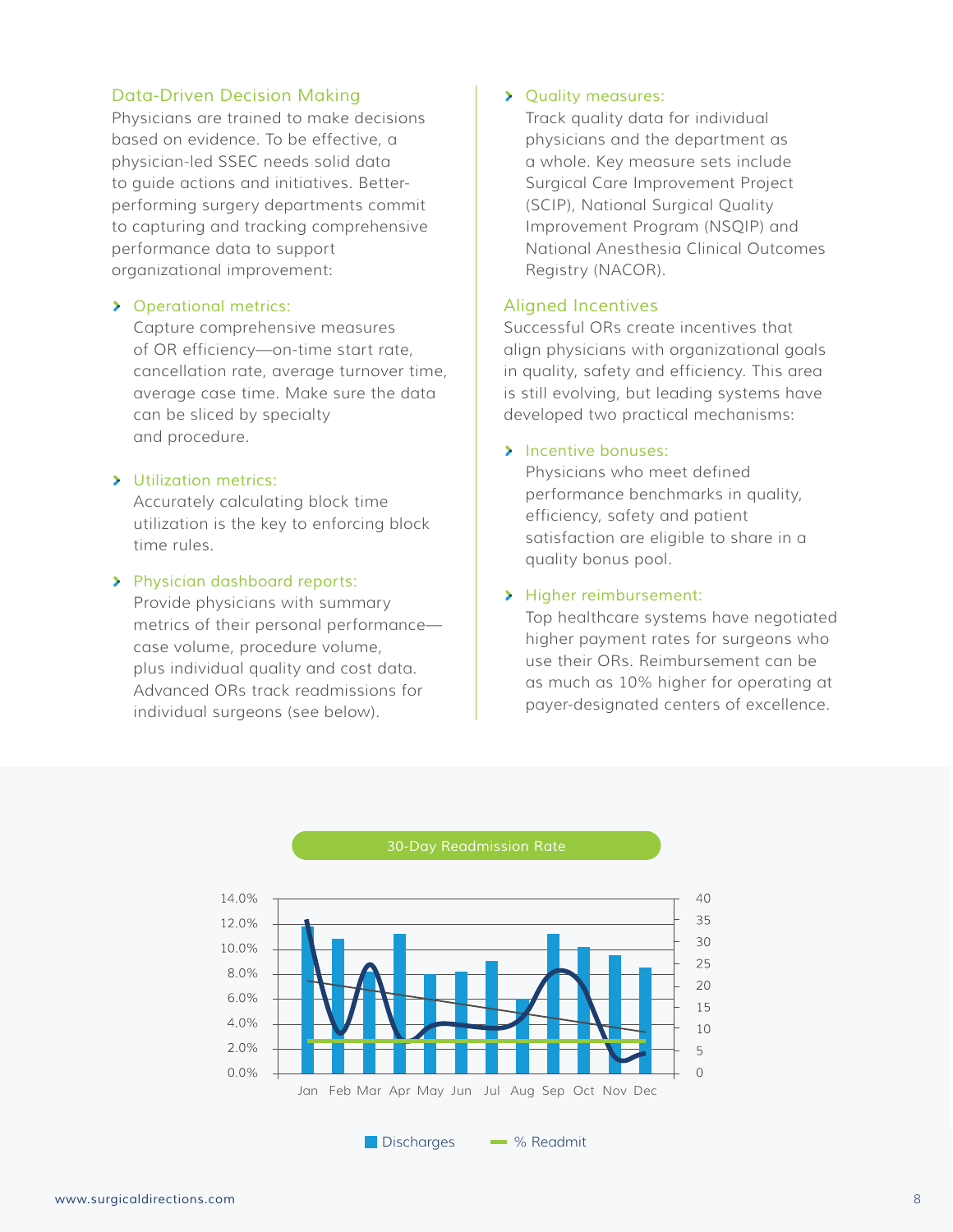## Data-Driven Decision Making

Physicians are trained to make decisions based on evidence. To be effective, a physician-led SSEC needs solid data to guide actions and initiatives. Better-performing surgery departments commit to capturing and tracking comprehensive performance data to support organizational improvement:

- **Operational metrics:** Capture comprehensive measures of OR efficiency—on-time start rate, cancellation rate, average turnover time, average case time. Make sure the data can be sliced by specialty and procedure.
- **Utilization metrics:** Accurately calculating block time utilization is the key to enforcing block time rules.
- **Physician dashboard reports:** Provide physicians with summary metrics of their personal performance—case volume, procedure volume, plus individual quality and cost data. Advanced ORs track readmissions for individual surgeons (see below).
- **Quality measures:** Track quality data for individual physicians and the department as a whole. Key measure sets include Surgical Care Improvement Project (SCIP), National Surgical Quality Improvement Program (NSQIP) and National Anesthesia Clinical Outcomes Registry (NACOR).

## Aligned Incentives

Successful ORs create incentives that align physicians with organizational goals in quality, safety and efficiency. This area is still evolving, but leading systems have developed two practical mechanisms:

- **Incentive bonuses:** Physicians who meet defined performance benchmarks in quality, efficiency, safety and patient satisfaction are eligible to share in a quality bonus pool.
- **Higher reimbursement:** Top healthcare systems have negotiated higher payment rates for surgeons who use their ORs. Reimbursement can be as much as 10% higher for operating at payer-designated centers of excellence.

30-Day Readmission Rate

Discharges | % Readmit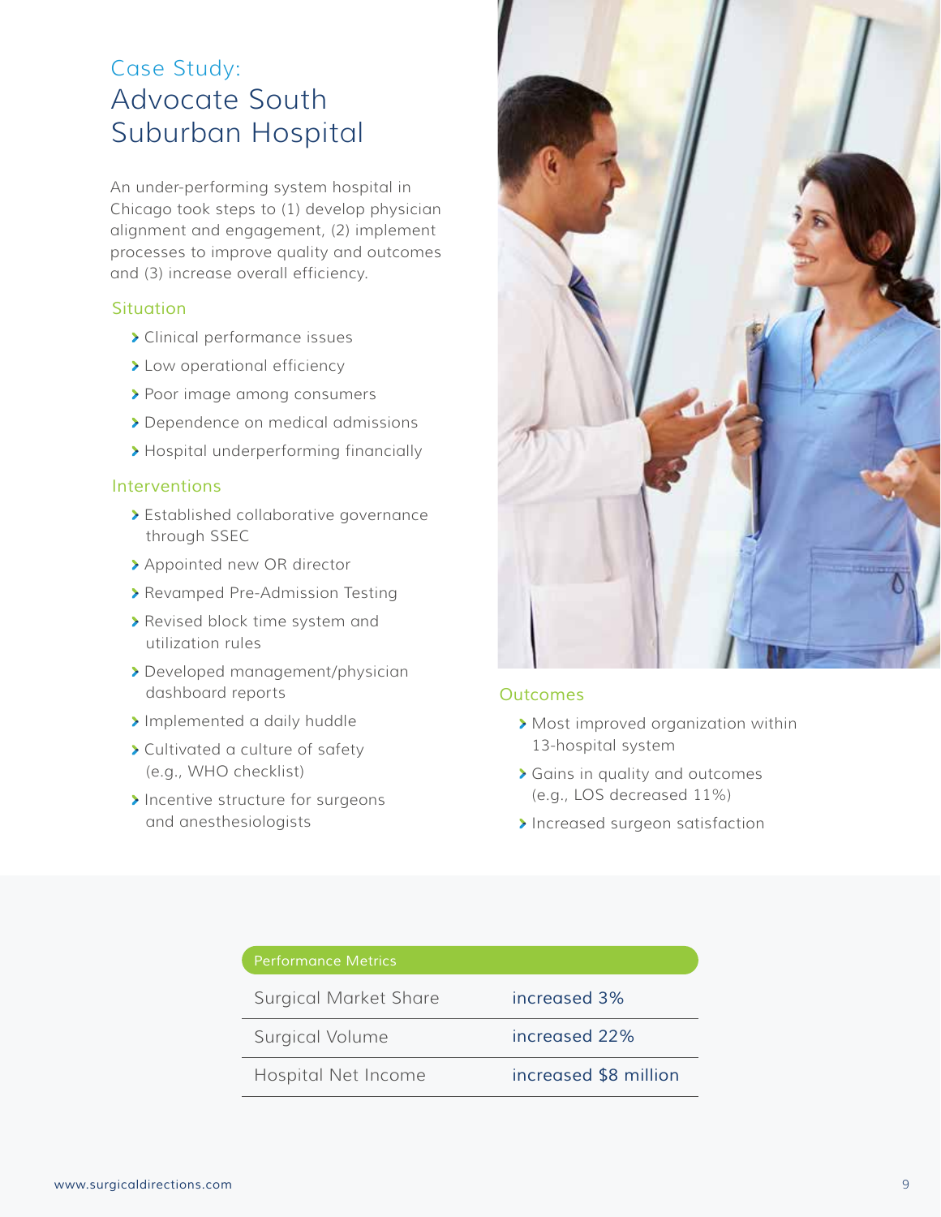# Case Study:

## Advocate South Suburban Hospital

An under-performing system hospital in Chicago took steps to (1) develop physician alignment and engagement, (2) implement processes to improve quality and outcomes and (3) increase overall efficiency.

### Situation

- Clinical performance issues
- Low operational efficiency
- Poor image among consumers
- Dependence on medical admissions
- Hospital underperforming financially

### Interventions

- Established collaborative governance through SSEC
- Appointed new OR director
- Revamped Pre-Admission Testing
- Revised block time system and utilization rules
- Developed management/physician dashboard reports
- Implemented a daily huddle
- Cultivated a culture of safety (e.g., WHO checklist)
- Incentive structure for surgeons and anesthesiologists

### Outcomes

- Most improved organization within 13-hospital system
- Gains in quality and outcomes (e.g., LOS decreased 11%)
- Increased surgeon satisfaction

| Performance Metrics | |
|---|---|
| Surgical Market Share | increased 3% |
| Surgical Volume | increased 22% |
| Hospital Net Income | increased $8 million |

www.surgicaldirections.com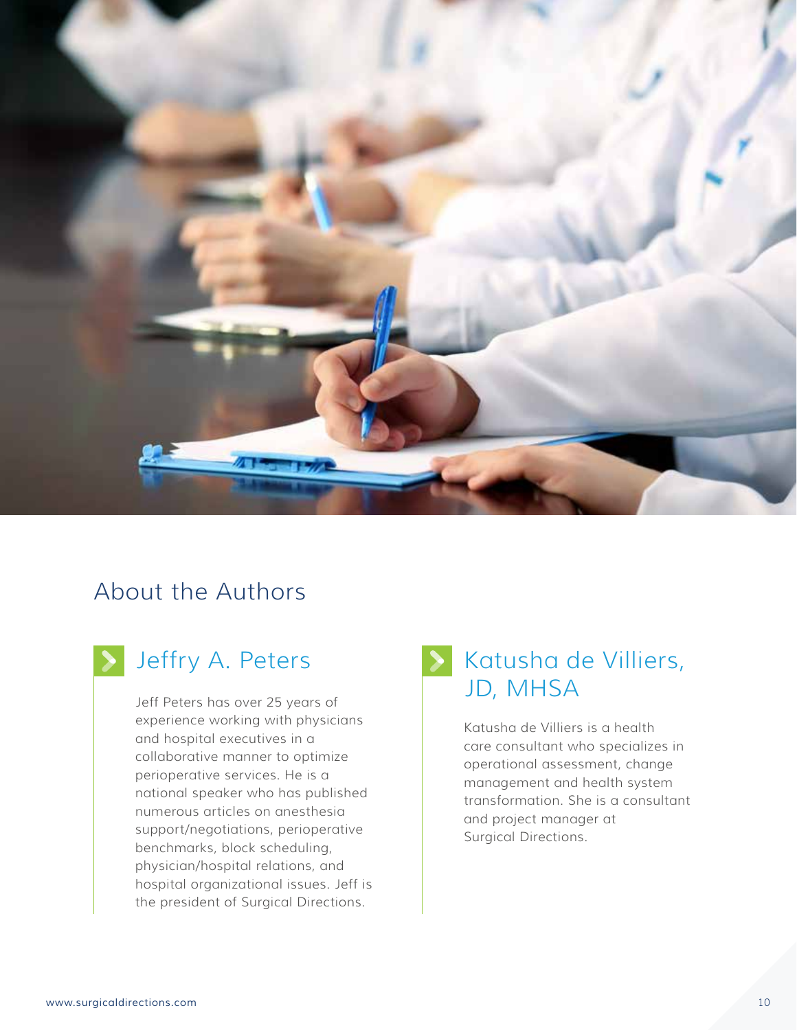## About the Authors

### Jeffry A. Peters

Jeff Peters has over 25 years of experience working with physicians and hospital executives in a collaborative manner to optimize perioperative services. He is a national speaker who has published numerous articles on anesthesia support/negotiations, perioperative benchmarks, block scheduling, physician/hospital relations, and hospital organizational issues. Jeff is the president of Surgical Directions.

### Katusha de Villiers, JD, MHSA

Katusha de Villiers is a health care consultant who specializes in operational assessment, change management and health system transformation. She is a consultant and project manager at Surgical Directions.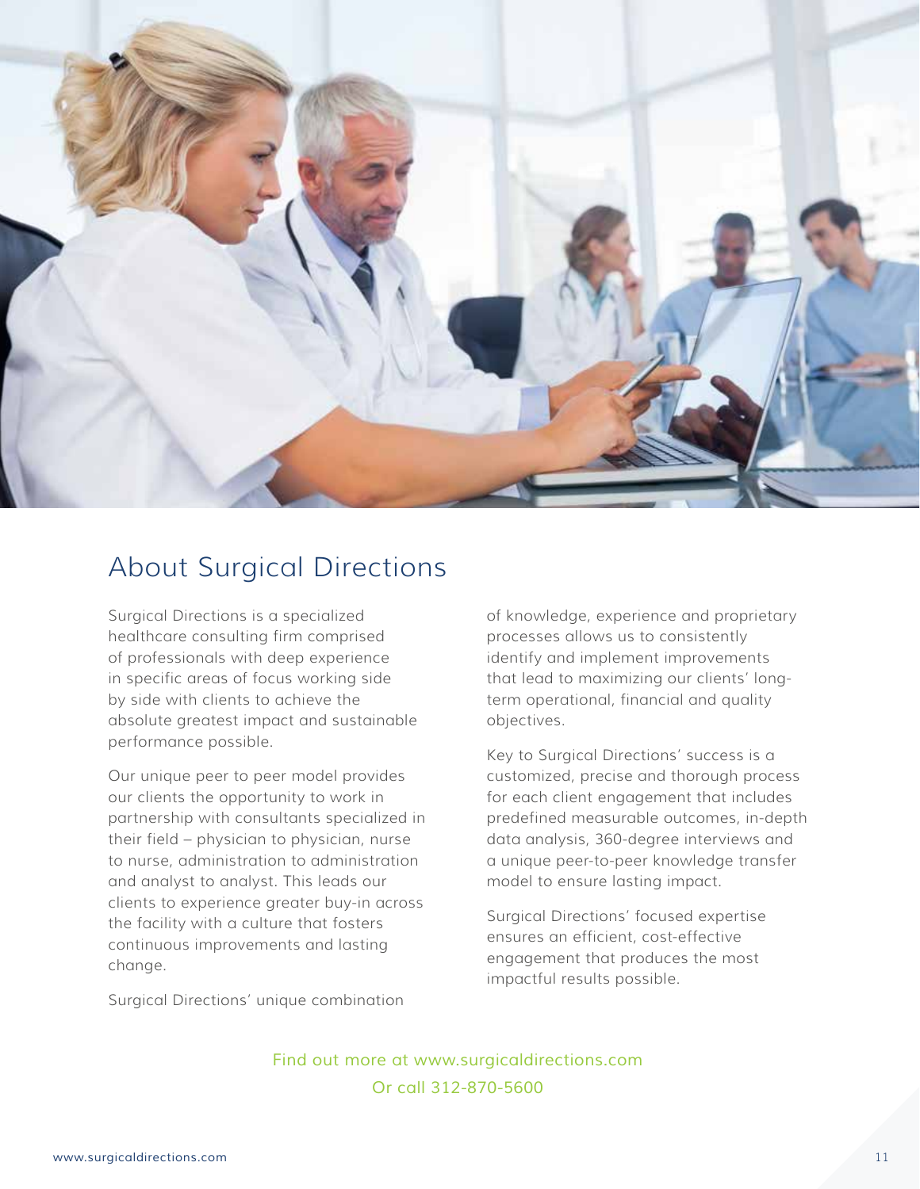## About Surgical Directions

Surgical Directions is a specialized healthcare consulting firm comprised of professionals with deep experience in specific areas of focus working side by side with clients to achieve the absolute greatest impact and sustainable performance possible.

Our unique peer to peer model provides our clients the opportunity to work in partnership with consultants specialized in their field – physician to physician, nurse to nurse, administration to administration and analyst to analyst. This leads our clients to experience greater buy-in across the facility with a culture that fosters continuous improvements and lasting change.

Surgical Directions' unique combination of knowledge, experience and proprietary processes allows us to consistently identify and implement improvements that lead to maximizing our clients' long-term operational, financial and quality objectives.

Key to Surgical Directions' success is a customized, precise and thorough process for each client engagement that includes predefined measurable outcomes, in-depth data analysis, 360-degree interviews and a unique peer-to-peer knowledge transfer model to ensure lasting impact.

Surgical Directions' focused expertise ensures an efficient, cost-effective engagement that produces the most impactful results possible.

Find out more at www.surgicaldirections.com
Or call 312-870-5600